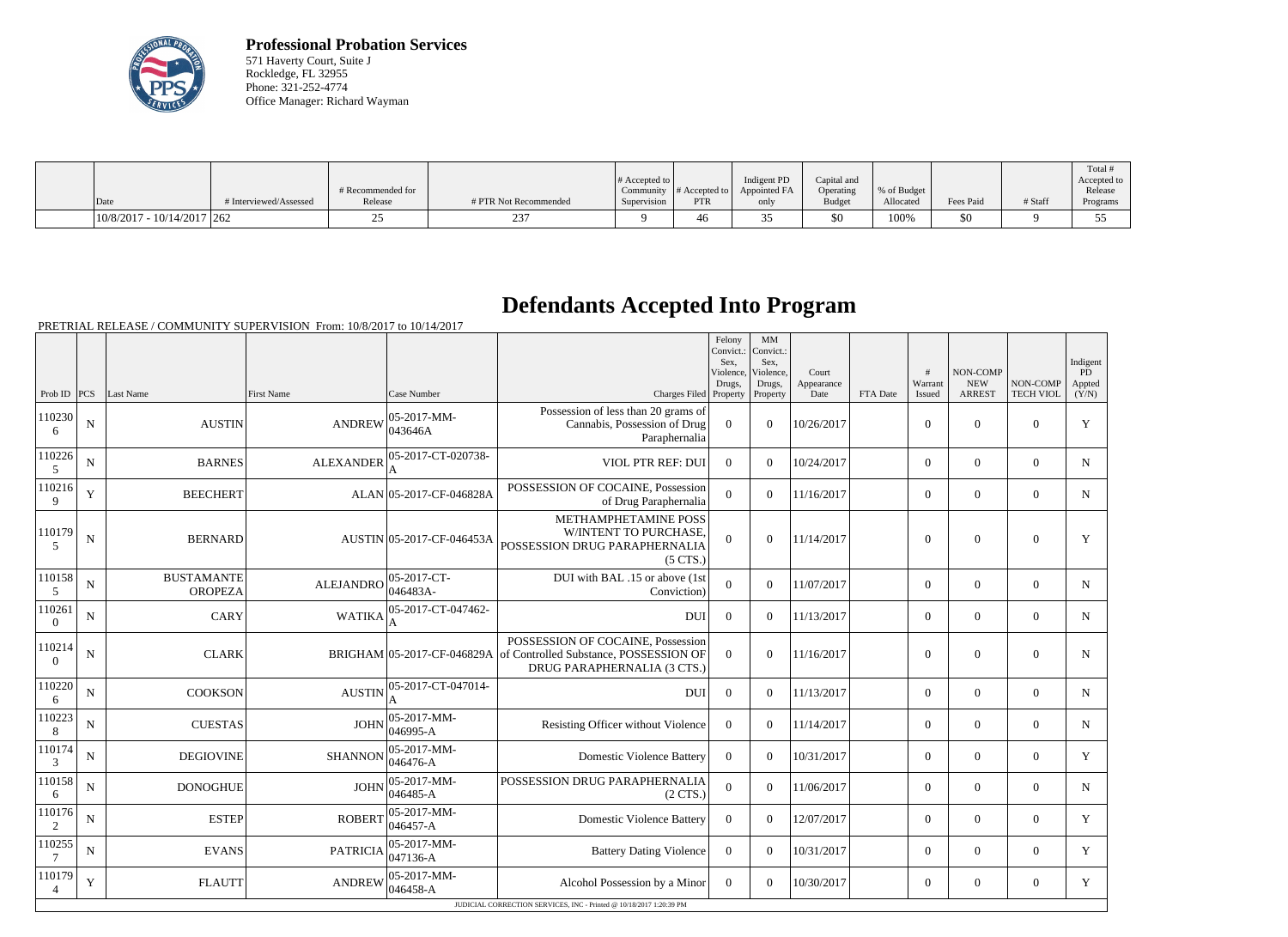**Professional Probation Services**
571 Haverty Court, Suite J
Rockledge, FL 32955
Phone: 321-252-4774
Office Manager: Richard Wayman

| Date | # Interviewed/Assessed | # Recommended for Release | # PTR Not Recommended | # Accepted to Community Supervision | # Accepted to PTR | Indigent PD Appointed FA only | Capital and Operating Budget | % of Budget Allocated | Fees Paid | # Staff | Total # Accepted to Release Programs |
|---|---|---|---|---|---|---|---|---|---|---|---|
| 10/8/2017 - 10/14/2017 | 262 | 25 | 237 | 9 | 46 | 35 | $0 | 100% | $0 | 9 | 55 |

# Defendants Accepted Into Program

PRETRIAL RELEASE / COMMUNITY SUPERVISION From: 10/8/2017 to 10/14/2017

| Prob ID | PCS | Last Name | First Name | Case Number | Charges Filed | Felony Convict.: Sex, Violence, Drugs, Property | MM Convict.: Sex, Violence, Drugs, Property | Court Appearance Date | FTA Date | # Warrant Issued | NON-COMP NEW ARREST | NON-COMP TECH VIOL | Indigent PD Appted (Y/N) |
|---|---|---|---|---|---|---|---|---|---|---|---|---|---|
| 1102306 | N | AUSTIN | ANDREW | 05-2017-MM-043646A | Possession of less than 20 grams of Cannabis, Possession of Drug Paraphernalia | 0 | 0 | 10/26/2017 | | 0 | 0 | 0 | Y |
| 1102265 | N | BARNES | ALEXANDER | 05-2017-CT-020738-A | VIOL PTR REF: DUI | 0 | 0 | 10/24/2017 | | 0 | 0 | 0 | N |
| 1102169 | Y | BEECHERT | ALAN | 05-2017-CF-046828A | POSSESSION OF COCAINE, Possession of Drug Paraphernalia | 0 | 0 | 11/16/2017 | | 0 | 0 | 0 | N |
| 1101795 | N | BERNARD | AUSTIN | 05-2017-CF-046453A | METHAMPHETAMINE POSS W/INTENT TO PURCHASE, POSSESSION DRUG PARAPHERNALIA (5 CTS.) | 0 | 0 | 11/14/2017 | | 0 | 0 | 0 | Y |
| 1101585 | N | BUSTAMANTE OROPEZA | ALEJANDRO | 05-2017-CT-046483A- | DUI with BAL .15 or above (1st Conviction) | 0 | 0 | 11/07/2017 | | 0 | 0 | 0 | N |
| 1102610 | N | CARY | WATIKA | 05-2017-CT-047462-A | DUI | 0 | 0 | 11/13/2017 | | 0 | 0 | 0 | N |
| 1102140 | N | CLARK | BRIGHAM | 05-2017-CF-046829A | POSSESSION OF COCAINE, Possession of Controlled Substance, POSSESSION OF DRUG PARAPHERNALIA (3 CTS.) | 0 | 0 | 11/16/2017 | | 0 | 0 | 0 | N |
| 1102206 | N | COOKSON | AUSTIN | 05-2017-CT-047014-A | DUI | 0 | 0 | 11/13/2017 | | 0 | 0 | 0 | N |
| 1102238 | N | CUESTAS | JOHN | 05-2017-MM-046995-A | Resisting Officer without Violence | 0 | 0 | 11/14/2017 | | 0 | 0 | 0 | N |
| 1101743 | N | DEGIOVINE | SHANNON | 05-2017-MM-046476-A | Domestic Violence Battery | 0 | 0 | 10/31/2017 | | 0 | 0 | 0 | Y |
| 1101586 | N | DONOGHUE | JOHN | 05-2017-MM-046485-A | POSSESSION DRUG PARAPHERNALIA (2 CTS.) | 0 | 0 | 11/06/2017 | | 0 | 0 | 0 | N |
| 1101762 | N | ESTEP | ROBERT | 05-2017-MM-046457-A | Domestic Violence Battery | 0 | 0 | 12/07/2017 | | 0 | 0 | 0 | Y |
| 1102557 | N | EVANS | PATRICIA | 05-2017-MM-047136-A | Battery Dating Violence | 0 | 0 | 10/31/2017 | | 0 | 0 | 0 | Y |
| 1101794 | Y | FLAUTT | ANDREW | 05-2017-MM-046458-A | Alcohol Possession by a Minor | 0 | 0 | 10/30/2017 | | 0 | 0 | 0 | Y |

JUDICIAL CORRECTION SERVICES, INC - Printed @ 10/18/2017 1:20:39 PM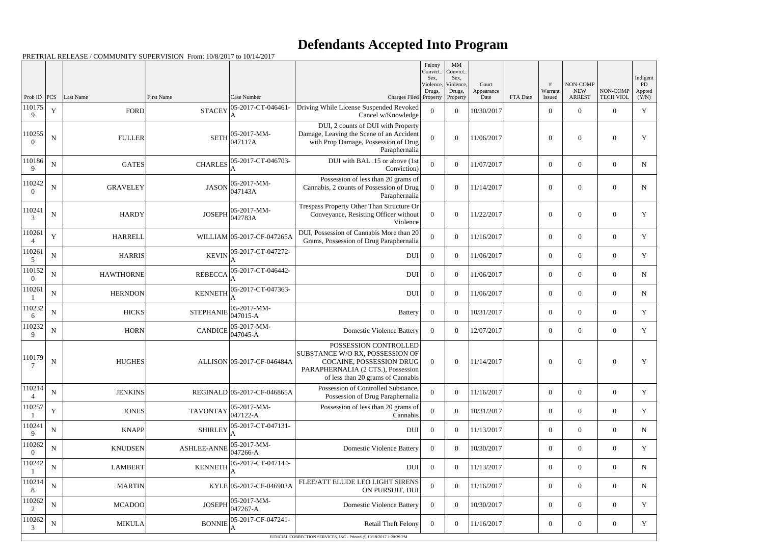# Defendants Accepted Into Program

PRETRIAL RELEASE / COMMUNITY SUPERVISION From: 10/8/2017 to 10/14/2017

| Prob ID | PCS | Last Name | First Name | Case Number | Charges Filed | Felony Convict.: Sex, Violence, Drugs, Property | MM Convict.: Sex, Violence, Drugs, Property | Court Appearance Date | FTA Date | # Warrant Issued | NON-COMP NEW ARREST | NON-COMP TECH VIOL | Indigent PD Appted (Y/N) |
|---|---|---|---|---|---|---|---|---|---|---|---|---|---|
| 1101759 | Y | FORD | STACEY | 05-2017-CT-046461-A | Driving While License Suspended Revoked Cancel w/Knowledge | 0 | 0 | 10/30/2017 | | 0 | 0 | 0 | Y |
| 1102550 | N | FULLER | SETH | 05-2017-MM-047117A | DUI, 2 counts of DUI with Property Damage, Leaving the Scene of an Accident with Prop Damage, Possession of Drug Paraphernalia | 0 | 0 | 11/06/2017 | | 0 | 0 | 0 | Y |
| 1101869 | N | GATES | CHARLES | 05-2017-CT-046703-A | DUI with BAL .15 or above (1st Conviction) | 0 | 0 | 11/07/2017 | | 0 | 0 | 0 | N |
| 1102420 | N | GRAVELEY | JASON | 05-2017-MM-047143A | Possession of less than 20 grams of Cannabis, 2 counts of Possession of Drug Paraphernalia | 0 | 0 | 11/14/2017 | | 0 | 0 | 0 | N |
| 1102413 | N | HARDY | JOSEPH | 05-2017-MM-042783A | Trespass Property Other Than Structure Or Conveyance, Resisting Officer without Violence | 0 | 0 | 11/22/2017 | | 0 | 0 | 0 | Y |
| 1102614 | Y | HARRELL | WILLIAM | 05-2017-CF-047265A | DUI, Possession of Cannabis More than 20 Grams, Possession of Drug Paraphernalia | 0 | 0 | 11/16/2017 | | 0 | 0 | 0 | Y |
| 1102615 | N | HARRIS | KEVIN | 05-2017-CT-047272-A | DUI | 0 | 0 | 11/06/2017 | | 0 | 0 | 0 | Y |
| 1101520 | N | HAWTHORNE | REBECCA | 05-2017-CT-046442-A | DUI | 0 | 0 | 11/06/2017 | | 0 | 0 | 0 | N |
| 1102611 | N | HERNDON | KENNETH | 05-2017-CT-047363-A | DUI | 0 | 0 | 11/06/2017 | | 0 | 0 | 0 | N |
| 1102326 | N | HICKS | STEPHANIE | 05-2017-MM-047015-A | Battery | 0 | 0 | 10/31/2017 | | 0 | 0 | 0 | Y |
| 1102329 | N | HORN | CANDICE | 05-2017-MM-047045-A | Domestic Violence Battery | 0 | 0 | 12/07/2017 | | 0 | 0 | 0 | Y |
| 1101797 | N | HUGHES | ALLISON | 05-2017-CF-046484A | POSSESSION CONTROLLED SUBSTANCE W/O RX, POSSESSION OF COCAINE, POSSESSION DRUG PARAPHERNALIA (2 CTS.), Possession of less than 20 grams of Cannabis | 0 | 0 | 11/14/2017 | | 0 | 0 | 0 | Y |
| 1102144 | N | JENKINS | REGINALD | 05-2017-CF-046865A | Possession of Controlled Substance, Possession of Drug Paraphernalia | 0 | 0 | 11/16/2017 | | 0 | 0 | 0 | Y |
| 1102571 | Y | JONES | TAVONTAY | 05-2017-MM-047122-A | Possession of less than 20 grams of Cannabis | 0 | 0 | 10/31/2017 | | 0 | 0 | 0 | Y |
| 1102419 | N | KNAPP | SHIRLEY | 05-2017-CT-047131-A | DUI | 0 | 0 | 11/13/2017 | | 0 | 0 | 0 | N |
| 1102620 | N | KNUDSEN | ASHLEE-ANNE | 05-2017-MM-047266-A | Domestic Violence Battery | 0 | 0 | 10/30/2017 | | 0 | 0 | 0 | Y |
| 1102421 | N | LAMBERT | KENNETH | 05-2017-CT-047144-A | DUI | 0 | 0 | 11/13/2017 | | 0 | 0 | 0 | N |
| 1102148 | N | MARTIN | KYLE | 05-2017-CF-046903A | FLEE/ATT ELUDE LEO LIGHT SIRENS ON PURSUIT, DUI | 0 | 0 | 11/16/2017 | | 0 | 0 | 0 | N |
| 1102622 | N | MCADOO | JOSEPH | 05-2017-MM-047267-A | Domestic Violence Battery | 0 | 0 | 10/30/2017 | | 0 | 0 | 0 | Y |
| 1102623 | N | MIKULA | BONNIE | 05-2017-CF-047241-A | Retail Theft Felony | 0 | 0 | 11/16/2017 | | 0 | 0 | 0 | Y |

JUDICIAL CORRECTION SERVICES, INC - Printed @ 10/18/2017 1:20:39 PM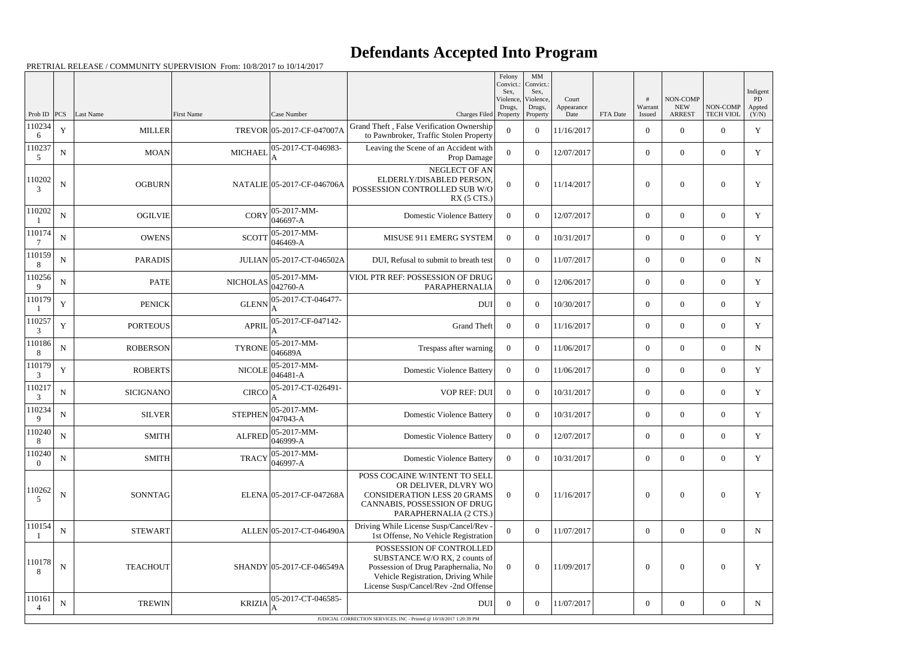# Defendants Accepted Into Program

PRETRIAL RELEASE / COMMUNITY SUPERVISION From: 10/8/2017 to 10/14/2017

| Prob ID | PCS | Last Name | First Name | Case Number | Charges Filed | Felony Convict.: Sex, Violence, Drugs, Property | MM Convict.: Sex, Violence, Drugs, Property | Court Appearance Date | FTA Date | # Warrant Issued | NON-COMP NEW ARREST | NON-COMP TECH VIOL | Indigent PD Appted (Y/N) |
|---|---|---|---|---|---|---|---|---|---|---|---|---|---|
| 1102346 | Y | MILLER | TREVOR | 05-2017-CF-047007A | Grand Theft , False Verification Ownership to Pawnbroker, Traffic Stolen Property | 0 | 0 | 11/16/2017 | | 0 | 0 | 0 | Y |
| 1102375 | N | MOAN | MICHAEL | 05-2017-CT-046983-A | Leaving the Scene of an Accident with Prop Damage | 0 | 0 | 12/07/2017 | | 0 | 0 | 0 | Y |
| 1102023 | N | OGBURN | NATALIE | 05-2017-CF-046706A | NEGLECT OF AN ELDERLY/DISABLED PERSON, POSSESSION CONTROLLED SUB W/O RX (5 CTS.) | 0 | 0 | 11/14/2017 | | 0 | 0 | 0 | Y |
| 1102021 | N | OGILVIE | CORY | 05-2017-MM-046697-A | Domestic Violence Battery | 0 | 0 | 12/07/2017 | | 0 | 0 | 0 | Y |
| 1101747 | N | OWENS | SCOTT | 05-2017-MM-046469-A | MISUSE 911 EMERG SYSTEM | 0 | 0 | 10/31/2017 | | 0 | 0 | 0 | Y |
| 1101598 | N | PARADIS | JULIAN | 05-2017-CT-046502A | DUI, Refusal to submit to breath test | 0 | 0 | 11/07/2017 | | 0 | 0 | 0 | N |
| 1102569 | N | PATE | NICHOLAS | 05-2017-MM-042760-A | VIOL PTR REF: POSSESSION OF DRUG PARAPHERNALIA | 0 | 0 | 12/06/2017 | | 0 | 0 | 0 | Y |
| 1101791 | Y | PENICK | GLENN | 05-2017-CT-046477-A | DUI | 0 | 0 | 10/30/2017 | | 0 | 0 | 0 | Y |
| 1102573 | Y | PORTEOUS | APRIL | 05-2017-CF-047142-A | Grand Theft | 0 | 0 | 11/16/2017 | | 0 | 0 | 0 | Y |
| 1101868 | N | ROBERSON | TYRONE | 05-2017-MM-046689A | Trespass after warning | 0 | 0 | 11/06/2017 | | 0 | 0 | 0 | N |
| 1101793 | Y | ROBERTS | NICOLE | 05-2017-MM-046481-A | Domestic Violence Battery | 0 | 0 | 11/06/2017 | | 0 | 0 | 0 | Y |
| 1102173 | N | SICIGNANO | CIRCO | 05-2017-CT-026491-A | VOP REF: DUI | 0 | 0 | 10/31/2017 | | 0 | 0 | 0 | Y |
| 1102349 | N | SILVER | STEPHEN | 05-2017-MM-047043-A | Domestic Violence Battery | 0 | 0 | 10/31/2017 | | 0 | 0 | 0 | Y |
| 1102408 | N | SMITH | ALFRED | 05-2017-MM-046999-A | Domestic Violence Battery | 0 | 0 | 12/07/2017 | | 0 | 0 | 0 | Y |
| 1102400 | N | SMITH | TRACY | 05-2017-MM-046997-A | Domestic Violence Battery | 0 | 0 | 10/31/2017 | | 0 | 0 | 0 | Y |
| 1102625 | N | SONNTAG | ELENA | 05-2017-CF-047268A | POSS COCAINE W/INTENT TO SELL OR DELIVER, DLVRY WO CONSIDERATION LESS 20 GRAMS CANNABIS, POSSESSION OF DRUG PARAPHERNALIA (2 CTS.) | 0 | 0 | 11/16/2017 | | 0 | 0 | 0 | Y |
| 1101541 | N | STEWART | ALLEN | 05-2017-CT-046490A | Driving While License Susp/Cancel/Rev - 1st Offense, No Vehicle Registration | 0 | 0 | 11/07/2017 | | 0 | 0 | 0 | N |
| 1101788 | N | TEACHOUT | SHANDY | 05-2017-CF-046549A | POSSESSION OF CONTROLLED SUBSTANCE W/O RX, 2 counts of Possession of Drug Paraphernalia, No Vehicle Registration, Driving While License Susp/Cancel/Rev -2nd Offense | 0 | 0 | 11/09/2017 | | 0 | 0 | 0 | Y |
| 1101614 | N | TREWIN | KRIZIA | 05-2017-CT-046585-A | DUI | 0 | 0 | 11/07/2017 | | 0 | 0 | 0 | N |

JUDICIAL CORRECTION SERVICES, INC - Printed @ 10/18/2017 1:20:39 PM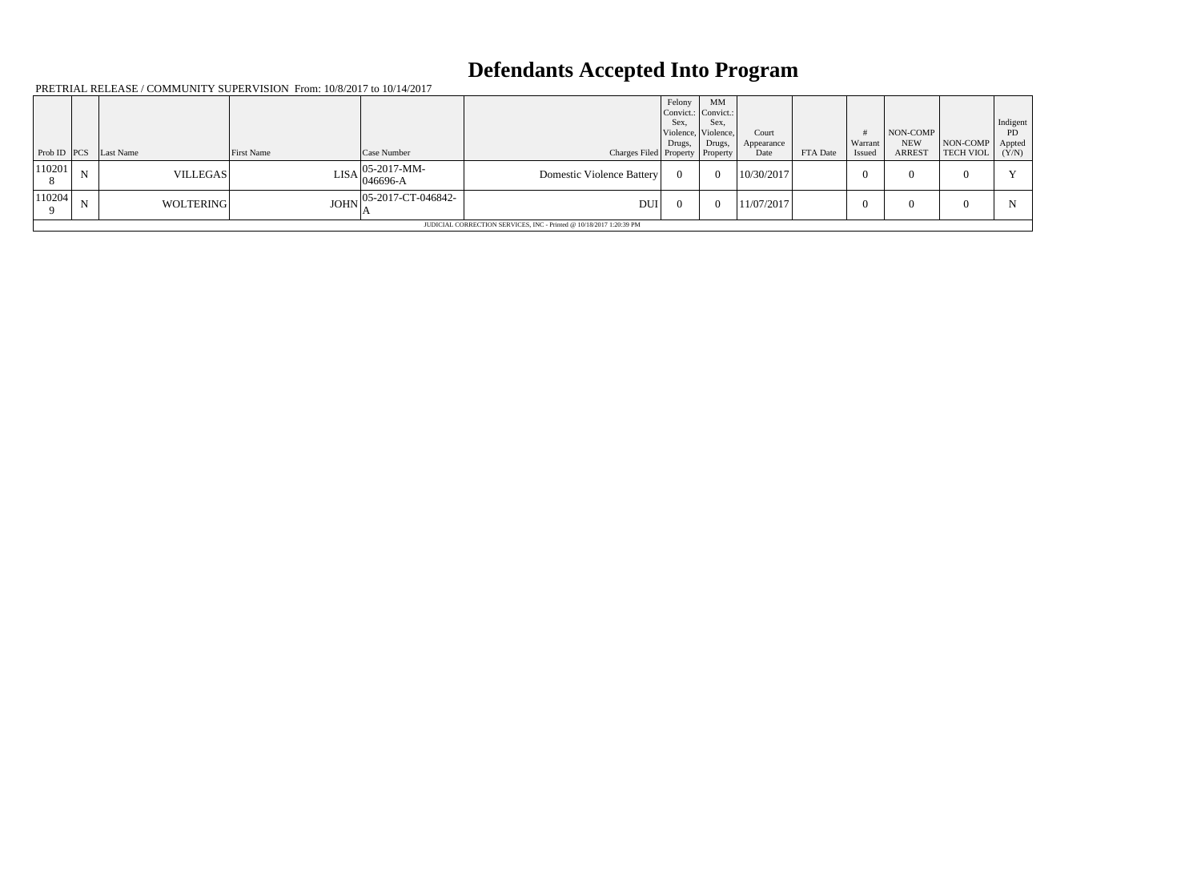# Defendants Accepted Into Program

PRETRIAL RELEASE / COMMUNITY SUPERVISION From: 10/8/2017 to 10/14/2017

| Prob ID | PCS | Last Name | First Name | Case Number | Charges Filed | Felony Convict.: Sex, Violence, Drugs, Property | MM Convict.: Sex, Violence, Drugs, Property | Court Appearance Date | FTA Date | # Warrant Issued | NON-COMP NEW ARREST | NON-COMP TECH VIOL | Indigent PD Appted (Y/N) |
|---|---|---|---|---|---|---|---|---|---|---|---|---|---|
| 1102018 | N | VILLEGAS | LISA | 05-2017-MM-046696-A | Domestic Violence Battery | 0 | 0 | 10/30/2017 | | 0 | 0 | 0 | Y |
| 1102049 | N | WOLTERING | JOHN | 05-2017-CT-046842-A | DUI | 0 | 0 | 11/07/2017 | | 0 | 0 | 0 | N |

JUDICIAL CORRECTION SERVICES, INC - Printed @ 10/18/2017 1:20:39 PM